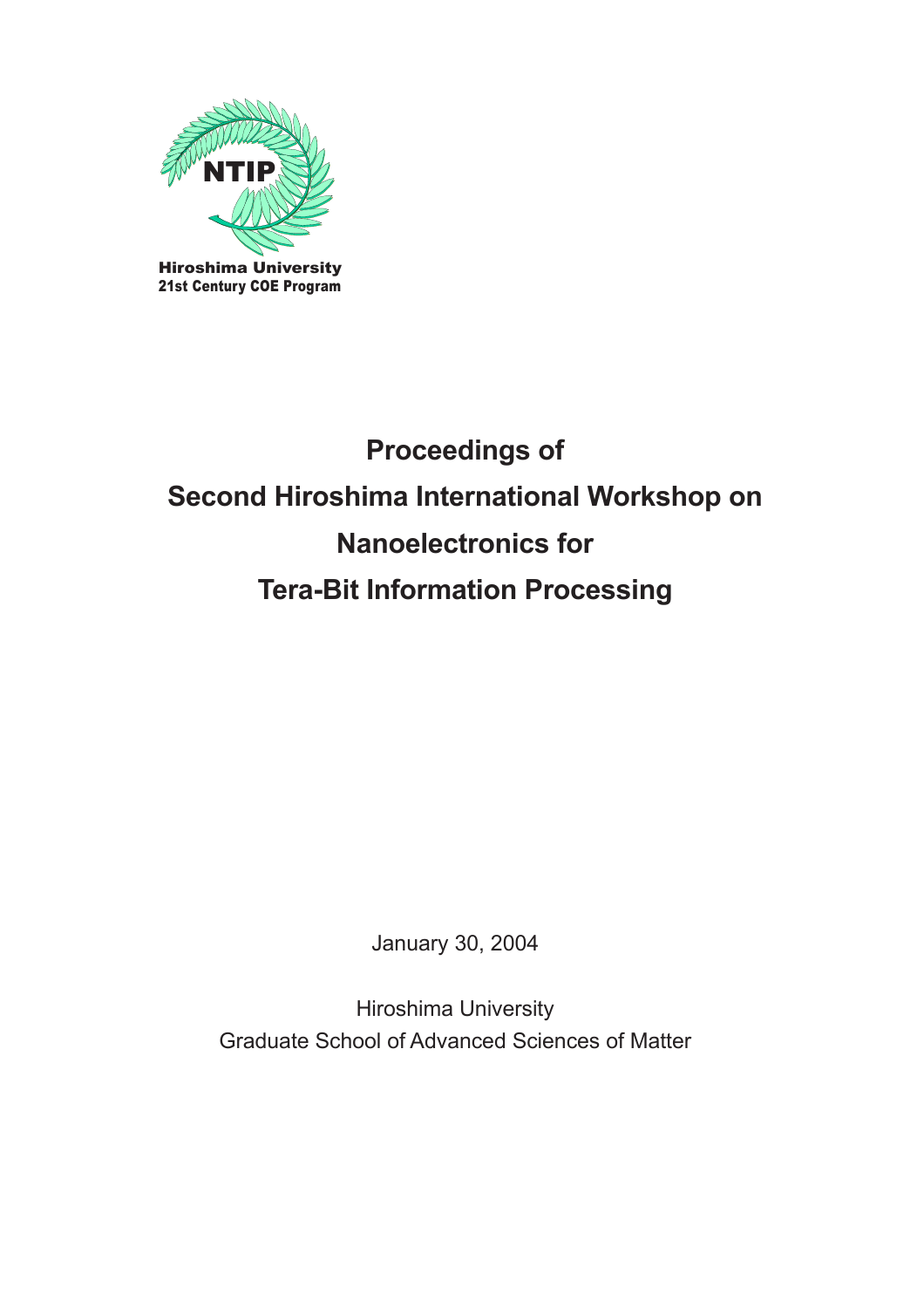NTIP

Hiroshima University
21st Century COE Program

# Proceedings of Second Hiroshima International Workshop on Nanoelectronics for Tera-Bit Information Processing

January 30, 2004

Hiroshima University
Graduate School of Advanced Sciences of Matter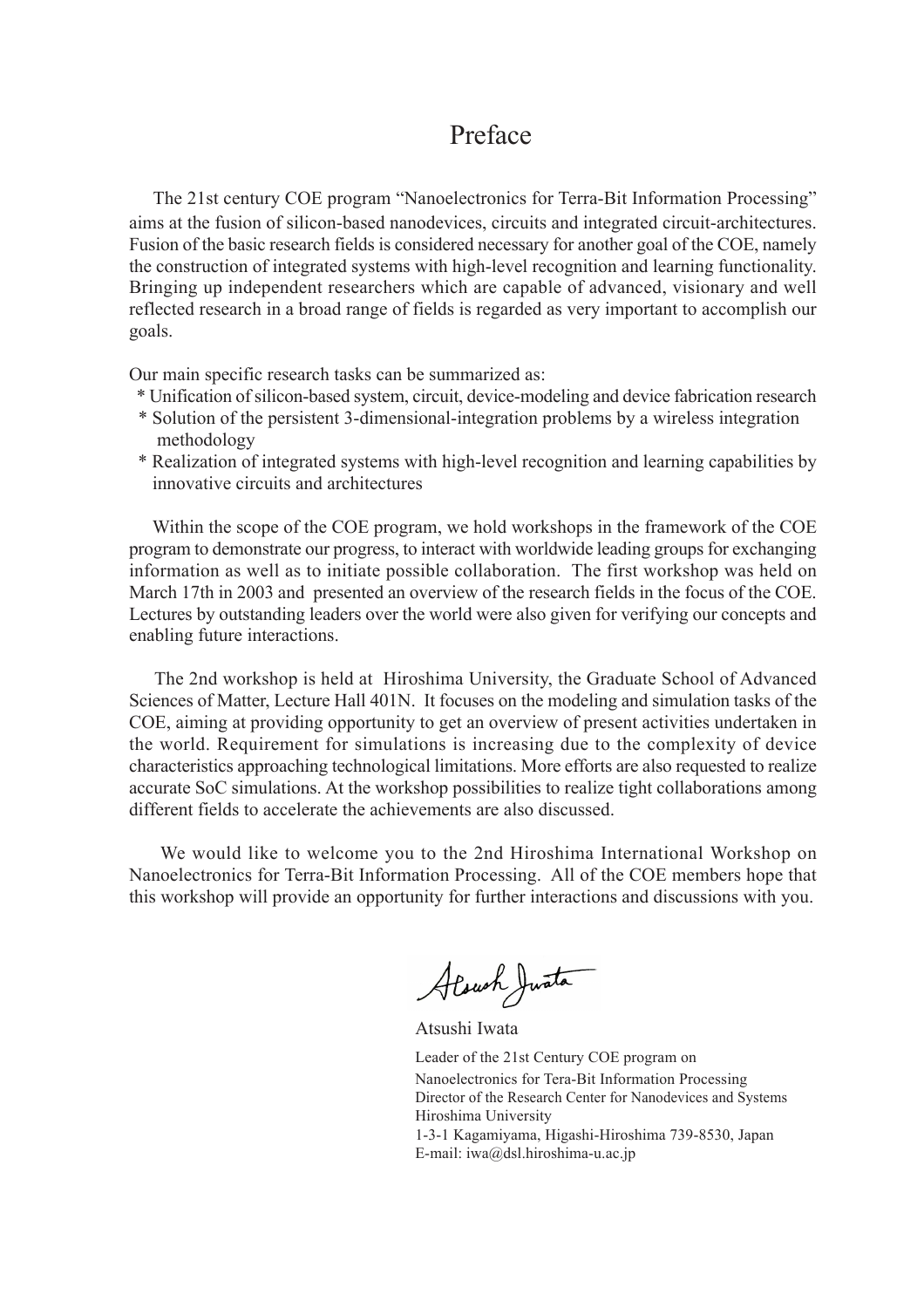# Preface

The 21st century COE program "Nanoelectronics for Terra-Bit Information Processing" aims at the fusion of silicon-based nanodevices, circuits and integrated circuit-architectures. Fusion of the basic research fields is considered necessary for another goal of the COE, namely the construction of integrated systems with high-level recognition and learning functionality. Bringing up independent researchers which are capable of advanced, visionary and well reflected research in a broad range of fields is regarded as very important to accomplish our goals.

Our main specific research tasks can be summarized as:

* Unification of silicon-based system, circuit, device-modeling and device fabrication research
* Solution of the persistent 3-dimensional-integration problems by a wireless integration methodology
* Realization of integrated systems with high-level recognition and learning capabilities by innovative circuits and architectures

Within the scope of the COE program, we hold workshops in the framework of the COE program to demonstrate our progress, to interact with worldwide leading groups for exchanging information as well as to initiate possible collaboration. The first workshop was held on March 17th in 2003 and presented an overview of the research fields in the focus of the COE. Lectures by outstanding leaders over the world were also given for verifying our concepts and enabling future interactions.

The 2nd workshop is held at Hiroshima University, the Graduate School of Advanced Sciences of Matter, Lecture Hall 401N. It focuses on the modeling and simulation tasks of the COE, aiming at providing opportunity to get an overview of present activities undertaken in the world. Requirement for simulations is increasing due to the complexity of device characteristics approaching technological limitations. More efforts are also requested to realize accurate SoC simulations. At the workshop possibilities to realize tight collaborations among different fields to accelerate the achievements are also discussed.

We would like to welcome you to the 2nd Hiroshima International Workshop on Nanoelectronics for Terra-Bit Information Processing. All of the COE members hope that this workshop will provide an opportunity for further interactions and discussions with you.

Atsushi Iwata

Leader of the 21st Century COE program on
Nanoelectronics for Tera-Bit Information Processing
Director of the Research Center for Nanodevices and Systems
Hiroshima University
1-3-1 Kagamiyama, Higashi-Hiroshima 739-8530, Japan
E-mail: iwa@dsl.hiroshima-u.ac.jp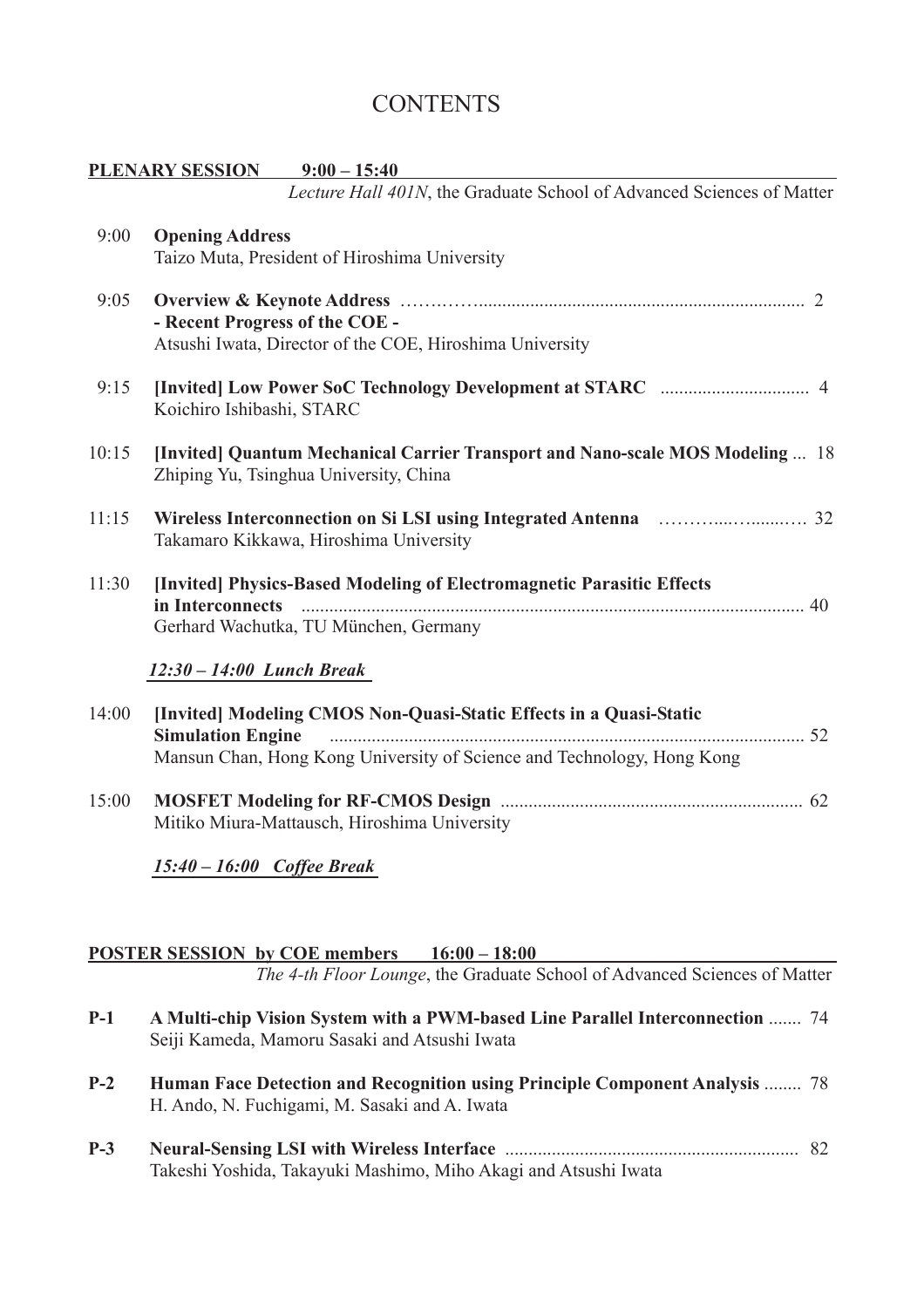# CONTENTS

**PLENARY SESSION 9:00 – 15:40**

*Lecture Hall 401N*, the Graduate School of Advanced Sciences of Matter

9:00 **Opening Address**
Taizo Muta, President of Hiroshima University

9:05 **Overview & Keynote Address** ........................................ 2
**- Recent Progress of the COE -**
Atsushi Iwata, Director of the COE, Hiroshima University

9:15 **[Invited] Low Power SoC Technology Development at STARC** ........................ 4
Koichiro Ishibashi, STARC

10:15 **[Invited] Quantum Mechanical Carrier Transport and Nano-scale MOS Modeling** ... 18
Zhiping Yu, Tsinghua University, China

11:15 **Wireless Interconnection on Si LSI using Integrated Antenna** .................... 32
Takamaro Kikkawa, Hiroshima University

11:30 **[Invited] Physics-Based Modeling of Electromagnetic Parasitic Effects in Interconnects** ........................................ 40
Gerhard Wachutka, TU München, Germany

*12:30 – 14:00 Lunch Break*

14:00 **[Invited] Modeling CMOS Non-Quasi-Static Effects in a Quasi-Static Simulation Engine** ........................................ 52
Mansun Chan, Hong Kong University of Science and Technology, Hong Kong

15:00 **MOSFET Modeling for RF-CMOS Design** ........................................ 62
Mitiko Miura-Mattausch, Hiroshima University

*15:40 – 16:00 Coffee Break*

**POSTER SESSION by COE members 16:00 – 18:00**

*The 4-th Floor Lounge*, the Graduate School of Advanced Sciences of Matter

**P-1** **A Multi-chip Vision System with a PWM-based Line Parallel Interconnection** ....... 74
Seiji Kameda, Mamoru Sasaki and Atsushi Iwata

**P-2** **Human Face Detection and Recognition using Principle Component Analysis** ........ 78
H. Ando, N. Fuchigami, M. Sasaki and A. Iwata

**P-3** **Neural-Sensing LSI with Wireless Interface** ........................................ 82
Takeshi Yoshida, Takayuki Mashimo, Miho Akagi and Atsushi Iwata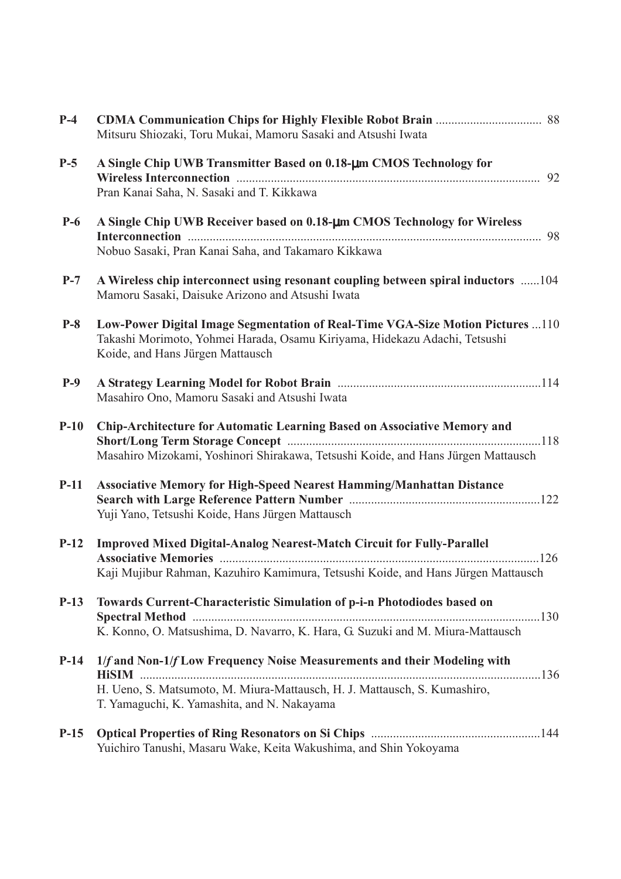**P-4** **CDMA Communication Chips for Highly Flexible Robot Brain** .................................. 88
Mitsuru Shiozaki, Toru Mukai, Mamoru Sasaki and Atsushi Iwata

**P-5** **A Single Chip UWB Transmitter Based on 0.18-μm CMOS Technology for Wireless Interconnection** ................................................................................................... 92
Pran Kanai Saha, N. Sasaki and T. Kikkawa

**P-6** **A Single Chip UWB Receiver based on 0.18-μm CMOS Technology for Wireless Interconnection** ................................................................................................................. 98
Nobuo Sasaki, Pran Kanai Saha, and Takamaro Kikkawa

**P-7** **A Wireless chip interconnect using resonant coupling between spiral inductors** ......104
Mamoru Sasaki, Daisuke Arizono and Atsushi Iwata

**P-8** **Low-Power Digital Image Segmentation of Real-Time VGA-Size Motion Pictures** ...110
Takashi Morimoto, Yohmei Harada, Osamu Kiriyama, Hidekazu Adachi, Tetsushi Koide, and Hans Jürgen Mattausch

**P-9** **A Strategy Learning Model for Robot Brain** .................................................................114
Masahiro Ono, Mamoru Sasaki and Atsushi Iwata

**P-10** **Chip-Architecture for Automatic Learning Based on Associative Memory and Short/Long Term Storage Concept** .................................................................................118
Masahiro Mizokami, Yoshinori Shirakawa, Tetsushi Koide, and Hans Jürgen Mattausch

**P-11** **Associative Memory for High-Speed Nearest Hamming/Manhattan Distance Search with Large Reference Pattern Number** .............................................................122
Yuji Yano, Tetsushi Koide, Hans Jürgen Mattausch

**P-12** **Improved Mixed Digital-Analog Nearest-Match Circuit for Fully-Parallel Associative Memories** ......................................................................................................126
Kaji Mujibur Rahman, Kazuhiro Kamimura, Tetsushi Koide, and Hans Jürgen Mattausch

**P-13** **Towards Current-Characteristic Simulation of p-i-n Photodiodes based on Spectral Method** ...............................................................................................................130
K. Konno, O. Matsushima, D. Navarro, K. Hara, G. Suzuki and M. Miura-Mattausch

**P-14** **1/*f* and Non-1/*f* Low Frequency Noise Measurements and their Modeling with HiSIM** .................................................................................................................................136
H. Ueno, S. Matsumoto, M. Miura-Mattausch, H. J. Mattausch, S. Kumashiro, T. Yamaguchi, K. Yamashita, and N. Nakayama

**P-15** **Optical Properties of Ring Resonators on Si Chips** ......................................................144
Yuichiro Tanushi, Masaru Wake, Keita Wakushima, and Shin Yokoyama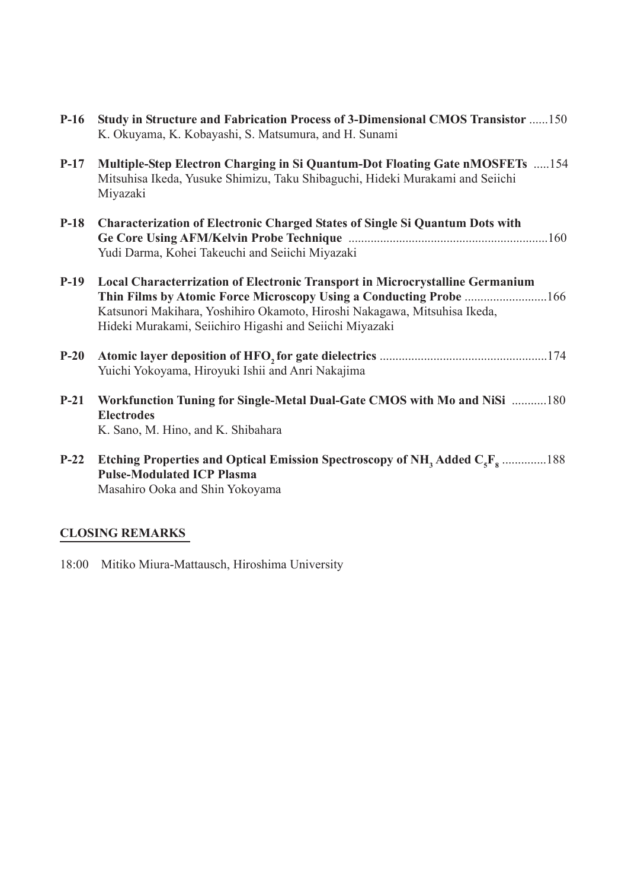**P-16** **Study in Structure and Fabrication Process of 3-Dimensional CMOS Transistor** ......150
K. Okuyama, K. Kobayashi, S. Matsumura, and H. Sunami

**P-17** **Multiple-Step Electron Charging in Si Quantum-Dot Floating Gate nMOSFETs** .....154
Mitsuhisa Ikeda, Yusuke Shimizu, Taku Shibaguchi, Hideki Murakami and Seiichi Miyazaki

**P-18** **Characterization of Electronic Charged States of Single Si Quantum Dots with Ge Core Using AFM/Kelvin Probe Technique** ..............................................................160
Yudi Darma, Kohei Takeuchi and Seiichi Miyazaki

**P-19** **Local Characterrization of Electronic Transport in Microcrystalline Germanium Thin Films by Atomic Force Microscopy Using a Conducting Probe** ..........................166
Katsunori Makihara, Yoshihiro Okamoto, Hiroshi Nakagawa, Mitsuhisa Ikeda, Hideki Murakami, Seiichiro Higashi and Seiichi Miyazaki

**P-20** **Atomic layer deposition of $HFO_2$ for gate dielectrics** ....................................................174
Yuichi Yokoyama, Hiroyuki Ishii and Anri Nakajima

**P-21** **Workfunction Tuning for Single-Metal Dual-Gate CMOS with Mo and NiSi Electrodes** ...........180
K. Sano, M. Hino, and K. Shibahara

**P-22** **Etching Properties and Optical Emission Spectroscopy of $NH_3$ Added $C_5F_8$ Pulse-Modulated ICP Plasma** .............188
Masahiro Ooka and Shin Yokoyama

## CLOSING REMARKS

18:00 Mitiko Miura-Mattausch, Hiroshima University